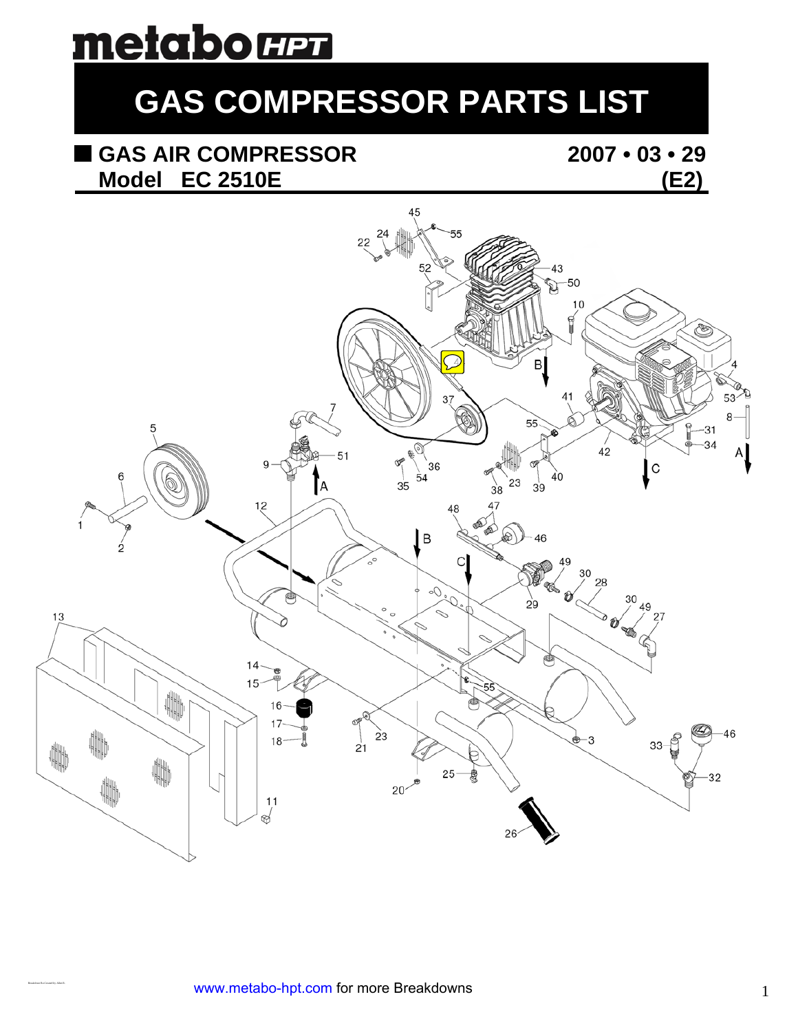# GAS COMPRESSOR PARTS LIST

## GAS AIR COMPRESSOR — 2007 • 03 • 29

**Model EC 2510E** — **(E2)**

www.metabo-hpt.com for more Breakdowns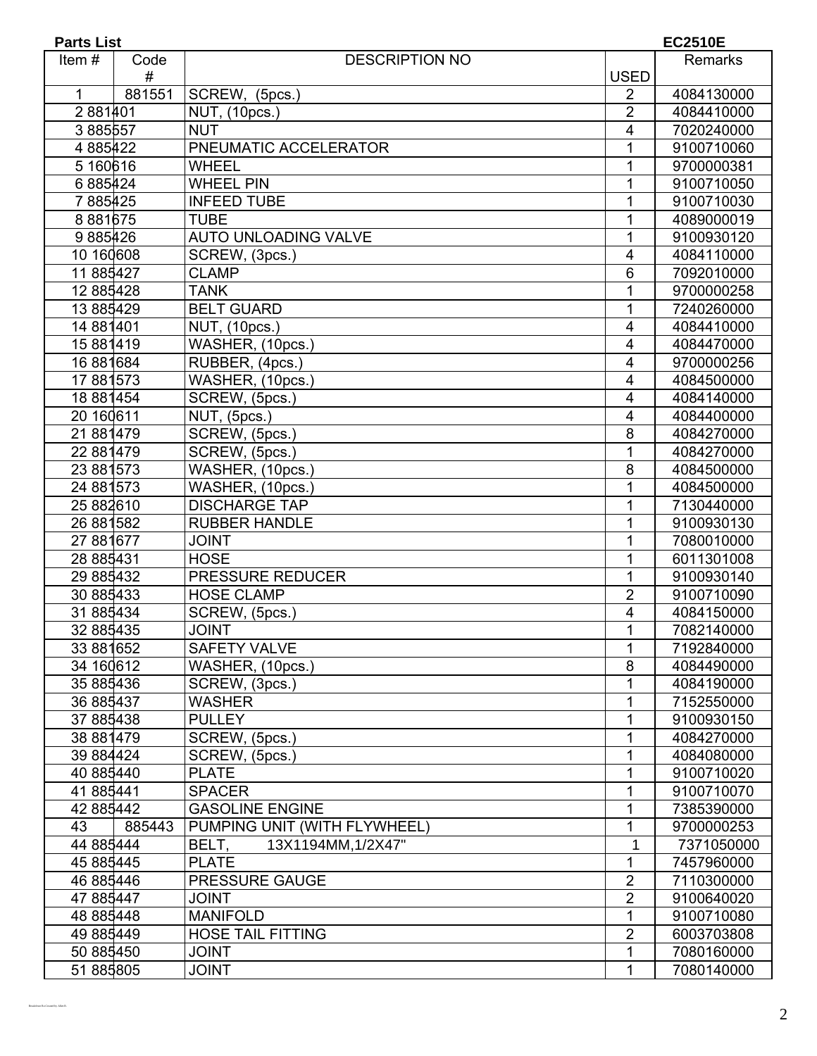**Parts List** **EC2510E**

| Item # | Code # | DESCRIPTION NO | USED | Remarks |
|---|---|---|---|---|
| 1 | 881551 | SCREW, (5pcs.) | 2 | 4084130000 |
| 2 | 881401 | NUT, (10pcs.) | 2 | 4084410000 |
| 3 | 885557 | NUT | 4 | 7020240000 |
| 4 | 885422 | PNEUMATIC ACCELERATOR | 1 | 9100710060 |
| 5 | 160616 | WHEEL | 1 | 9700000381 |
| 6 | 885424 | WHEEL PIN | 1 | 9100710050 |
| 7 | 885425 | INFEED TUBE | 1 | 9100710030 |
| 8 | 881675 | TUBE | 1 | 4089000019 |
| 9 | 885426 | AUTO UNLOADING VALVE | 1 | 9100930120 |
| 10 | 160608 | SCREW, (3pcs.) | 4 | 4084110000 |
| 11 | 885427 | CLAMP | 6 | 7092010000 |
| 12 | 885428 | TANK | 1 | 9700000258 |
| 13 | 885429 | BELT GUARD | 1 | 7240260000 |
| 14 | 881401 | NUT, (10pcs.) | 4 | 4084410000 |
| 15 | 881419 | WASHER, (10pcs.) | 4 | 4084470000 |
| 16 | 881684 | RUBBER, (4pcs.) | 4 | 9700000256 |
| 17 | 881573 | WASHER, (10pcs.) | 4 | 4084500000 |
| 18 | 881454 | SCREW, (5pcs.) | 4 | 4084140000 |
| 20 | 160611 | NUT, (5pcs.) | 4 | 4084400000 |
| 21 | 881479 | SCREW, (5pcs.) | 8 | 4084270000 |
| 22 | 881479 | SCREW, (5pcs.) | 1 | 4084270000 |
| 23 | 881573 | WASHER, (10pcs.) | 8 | 4084500000 |
| 24 | 881573 | WASHER, (10pcs.) | 1 | 4084500000 |
| 25 | 882610 | DISCHARGE TAP | 1 | 7130440000 |
| 26 | 881582 | RUBBER HANDLE | 1 | 9100930130 |
| 27 | 881677 | JOINT | 1 | 7080010000 |
| 28 | 885431 | HOSE | 1 | 6011301008 |
| 29 | 885432 | PRESSURE REDUCER | 1 | 9100930140 |
| 30 | 885433 | HOSE CLAMP | 2 | 9100710090 |
| 31 | 885434 | SCREW, (5pcs.) | 4 | 4084150000 |
| 32 | 885435 | JOINT | 1 | 7082140000 |
| 33 | 881652 | SAFETY VALVE | 1 | 7192840000 |
| 34 | 160612 | WASHER, (10pcs.) | 8 | 4084490000 |
| 35 | 885436 | SCREW, (3pcs.) | 1 | 4084190000 |
| 36 | 885437 | WASHER | 1 | 7152550000 |
| 37 | 885438 | PULLEY | 1 | 9100930150 |
| 38 | 881479 | SCREW, (5pcs.) | 1 | 4084270000 |
| 39 | 884424 | SCREW, (5pcs.) | 1 | 4084080000 |
| 40 | 885440 | PLATE | 1 | 9100710020 |
| 41 | 885441 | SPACER | 1 | 9100710070 |
| 42 | 885442 | GASOLINE ENGINE | 1 | 7385390000 |
| 43 | 885443 | PUMPING UNIT (WITH FLYWHEEL) | 1 | 9700000253 |
| 44 | 885444 | BELT, 13X1194MM,1/2X47" | 1 | 7371050000 |
| 45 | 885445 | PLATE | 1 | 7457960000 |
| 46 | 885446 | PRESSURE GAUGE | 2 | 7110300000 |
| 47 | 885447 | JOINT | 2 | 9100640020 |
| 48 | 885448 | MANIFOLD | 1 | 9100710080 |
| 49 | 885449 | HOSE TAIL FITTING | 2 | 6003703808 |
| 50 | 885450 | JOINT | 1 | 7080160000 |
| 51 | 885805 | JOINT | 1 | 7080140000 |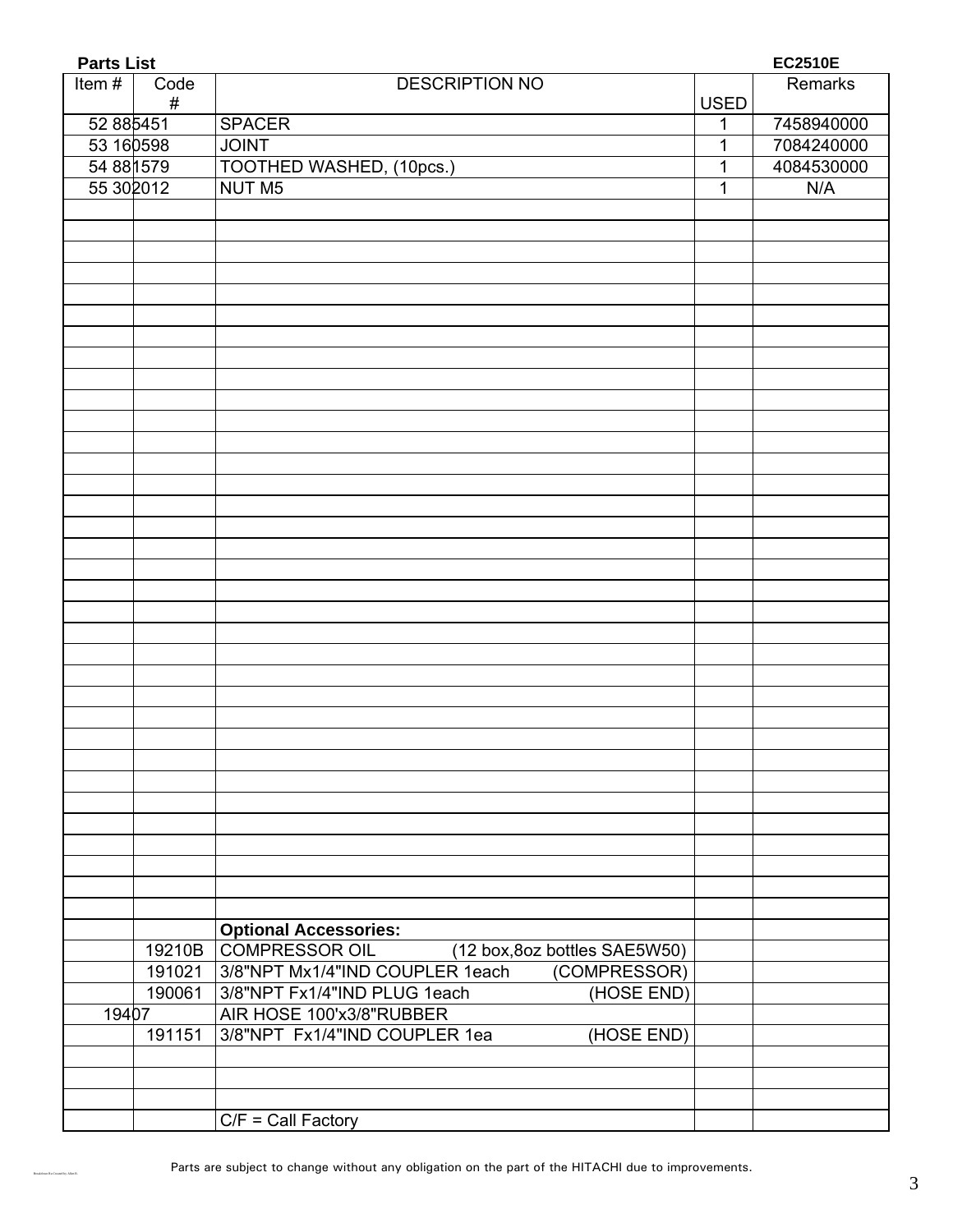**Parts List** **EC2510E**

| Item # | Code # | DESCRIPTION NO | USED | Remarks |
|---|---|---|---|---|
| 52 | 885451 | SPACER | 1 | 7458940000 |
| 53 | 160598 | JOINT | 1 | 7084240000 |
| 54 | 881579 | TOOTHED WASHED, (10pcs.) | 1 | 4084530000 |
| 55 | 302012 | NUT M5 | 1 | N/A |
| | | **Optional Accessories:** | | |
| | 19210B | COMPRESSOR OIL (12 box,8oz bottles SAE5W50) | | |
| | 191021 | 3/8"NPT Mx1/4"IND COUPLER 1each (COMPRESSOR) | | |
| | 190061 | 3/8"NPT Fx1/4"IND PLUG 1each (HOSE END) | | |
| | 19407 | AIR HOSE 100'x3/8"RUBBER | | |
| | 191151 | 3/8"NPT Fx1/4"IND COUPLER 1ea (HOSE END) | | |
| | | C/F = Call Factory | | |

Parts are subject to change without any obligation on the part of the HITACHI due to improvements.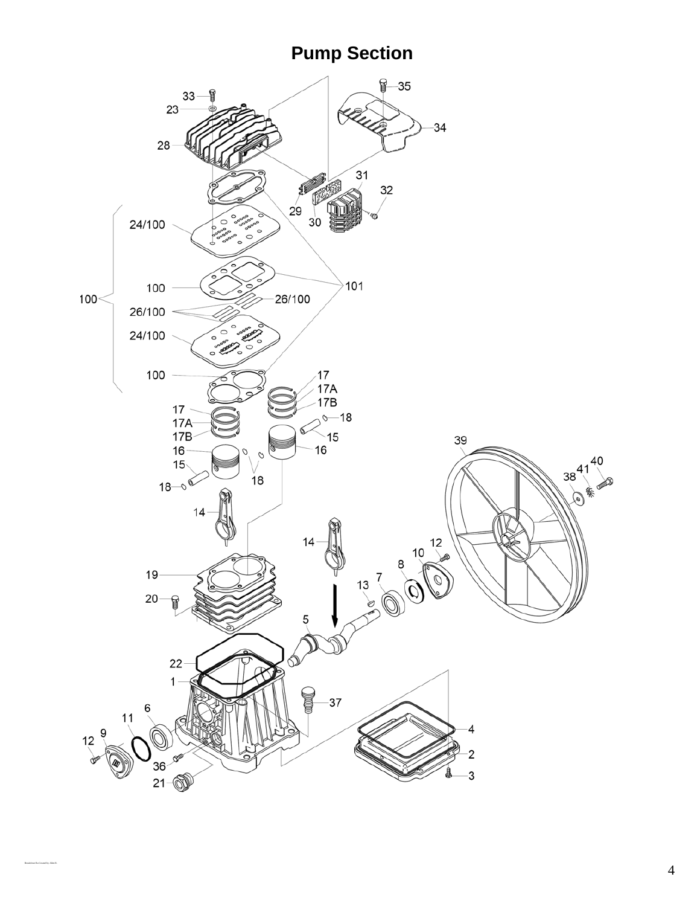# Pump Section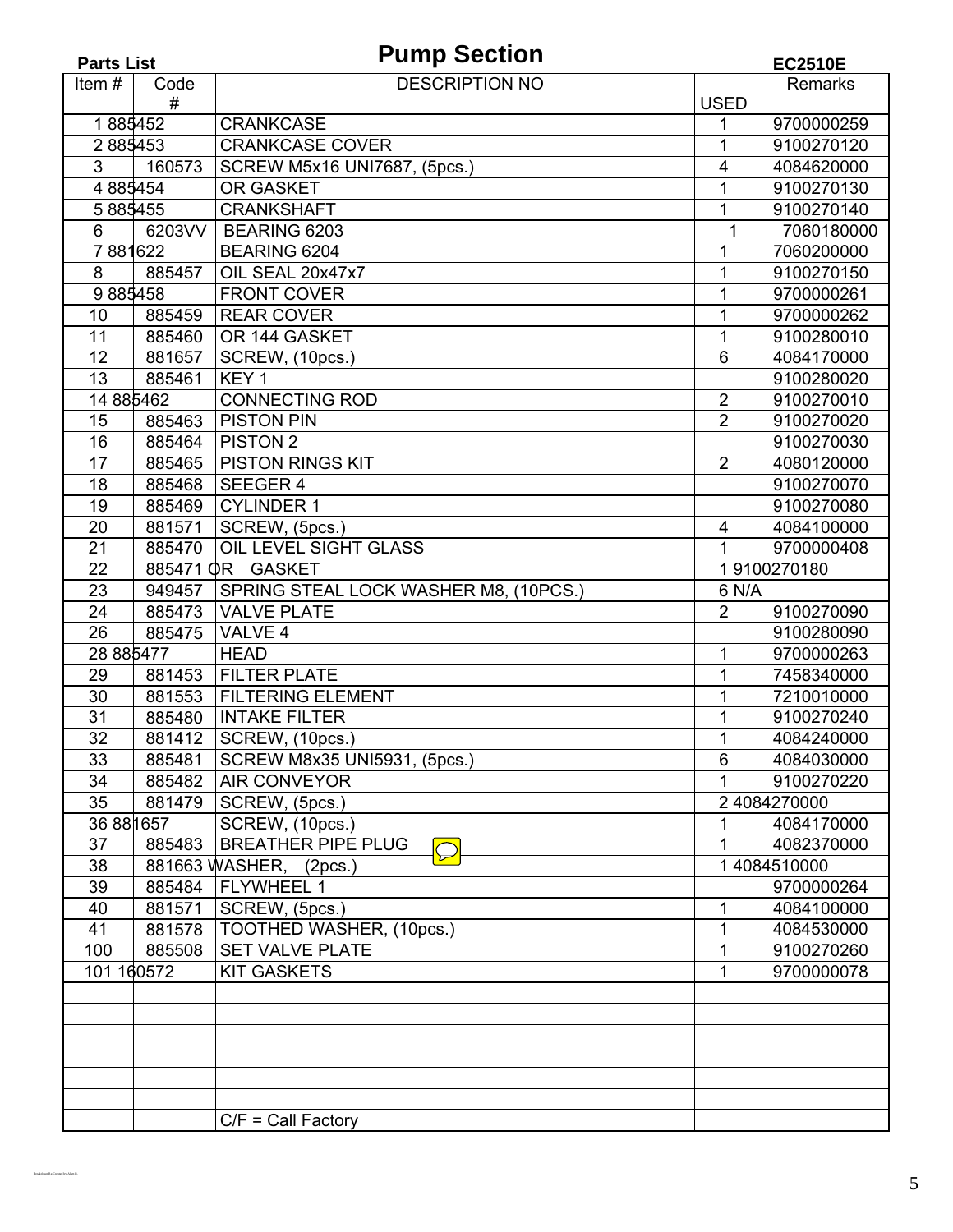# Pump Section

**Parts List** **EC2510E**

| Item # | Code # | DESCRIPTION NO | USED | Remarks |
|---|---|---|---|---|
| 1 | 885452 | CRANKCASE | 1 | 9700000259 |
| 2 | 885453 | CRANKCASE COVER | 1 | 9100270120 |
| 3 | 160573 | SCREW M5x16 UNI7687, (5pcs.) | 4 | 4084620000 |
| 4 | 885454 | OR GASKET | 1 | 9100270130 |
| 5 | 885455 | CRANKSHAFT | 1 | 9100270140 |
| 6 | 6203VV | BEARING 6203 | 1 | 7060180000 |
| 7 | 881622 | BEARING 6204 | 1 | 7060200000 |
| 8 | 885457 | OIL SEAL 20x47x7 | 1 | 9100270150 |
| 9 | 885458 | FRONT COVER | 1 | 9700000261 |
| 10 | 885459 | REAR COVER | 1 | 9700000262 |
| 11 | 885460 | OR 144 GASKET | 1 | 9100280010 |
| 12 | 881657 | SCREW, (10pcs.) | 6 | 4084170000 |
| 13 | 885461 | KEY 1 | | 9100280020 |
| 14 | 885462 | CONNECTING ROD | 2 | 9100270010 |
| 15 | 885463 | PISTON PIN | 2 | 9100270020 |
| 16 | 885464 | PISTON 2 | | 9100270030 |
| 17 | 885465 | PISTON RINGS KIT | 2 | 4080120000 |
| 18 | 885468 | SEEGER 4 | | 9100270070 |
| 19 | 885469 | CYLINDER 1 | | 9100270080 |
| 20 | 881571 | SCREW, (5pcs.) | 4 | 4084100000 |
| 21 | 885470 | OIL LEVEL SIGHT GLASS | 1 | 9700000408 |
| 22 | 885471 | OR GASKET | 1 | 9100270180 |
| 23 | 949457 | SPRING STEAL LOCK WASHER M8, (10PCS.) | 6 | N/A |
| 24 | 885473 | VALVE PLATE | 2 | 9100270090 |
| 26 | 885475 | VALVE 4 | | 9100280090 |
| 28 | 885477 | HEAD | 1 | 9700000263 |
| 29 | 881453 | FILTER PLATE | 1 | 7458340000 |
| 30 | 881553 | FILTERING ELEMENT | 1 | 7210010000 |
| 31 | 885480 | INTAKE FILTER | 1 | 9100270240 |
| 32 | 881412 | SCREW, (10pcs.) | 1 | 4084240000 |
| 33 | 885481 | SCREW M8x35 UNI5931, (5pcs.) | 6 | 4084030000 |
| 34 | 885482 | AIR CONVEYOR | 1 | 9100270220 |
| 35 | 881479 | SCREW, (5pcs.) | 2 | 4084270000 |
| 36 | 881657 | SCREW, (10pcs.) | 1 | 4084170000 |
| 37 | 885483 | BREATHER PIPE PLUG | 1 | 4082370000 |
| 38 | 881663 | WASHER, (2pcs.) | 1 | 4084510000 |
| 39 | 885484 | FLYWHEEL 1 | | 9700000264 |
| 40 | 881571 | SCREW, (5pcs.) | 1 | 4084100000 |
| 41 | 881578 | TOOTHED WASHER, (10pcs.) | 1 | 4084530000 |
| 100 | 885508 | SET VALVE PLATE | 1 | 9100270260 |
| 101 | 160572 | KIT GASKETS | 1 | 9700000078 |
| | | | | |
| | | | | |
| | | | | |
| | | | | |
| | | | | |
| | | | | |
| | | C/F = Call Factory | | |